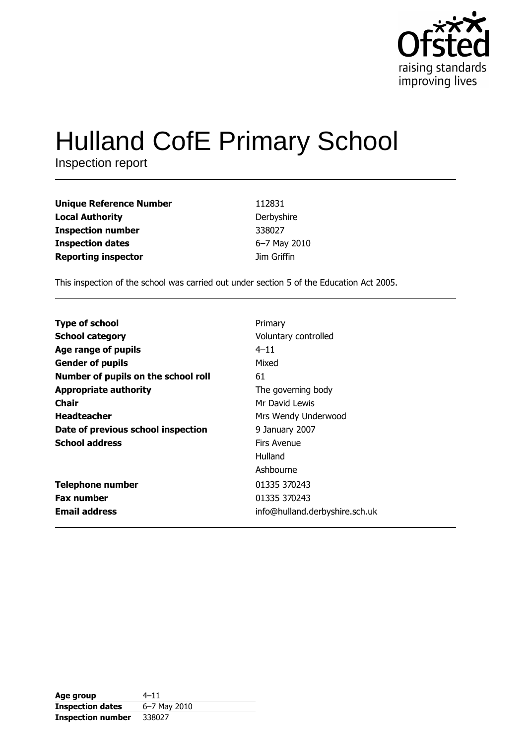Ofsted
raising standards
improving lives

# Hulland CofE Primary School

Inspection report

| | |
|---|---|
| **Unique Reference Number** | 112831 |
| **Local Authority** | Derbyshire |
| **Inspection number** | 338027 |
| **Inspection dates** | 6–7 May 2010 |
| **Reporting inspector** | Jim Griffin |

This inspection of the school was carried out under section 5 of the Education Act 2005.

| | |
|---|---|
| **Type of school** | Primary |
| **School category** | Voluntary controlled |
| **Age range of pupils** | 4–11 |
| **Gender of pupils** | Mixed |
| **Number of pupils on the school roll** | 61 |
| **Appropriate authority** | The governing body |
| **Chair** | Mr David Lewis |
| **Headteacher** | Mrs Wendy Underwood |
| **Date of previous school inspection** | 9 January 2007 |
| **School address** | Firs Avenue<br>Hulland<br>Ashbourne |
| **Telephone number** | 01335 370243 |
| **Fax number** | 01335 370243 |
| **Email address** | info@hulland.derbyshire.sch.uk |

| | |
|---|---|
| **Age group** | 4–11 |
| **Inspection dates** | 6–7 May 2010 |
| **Inspection number** | 338027 |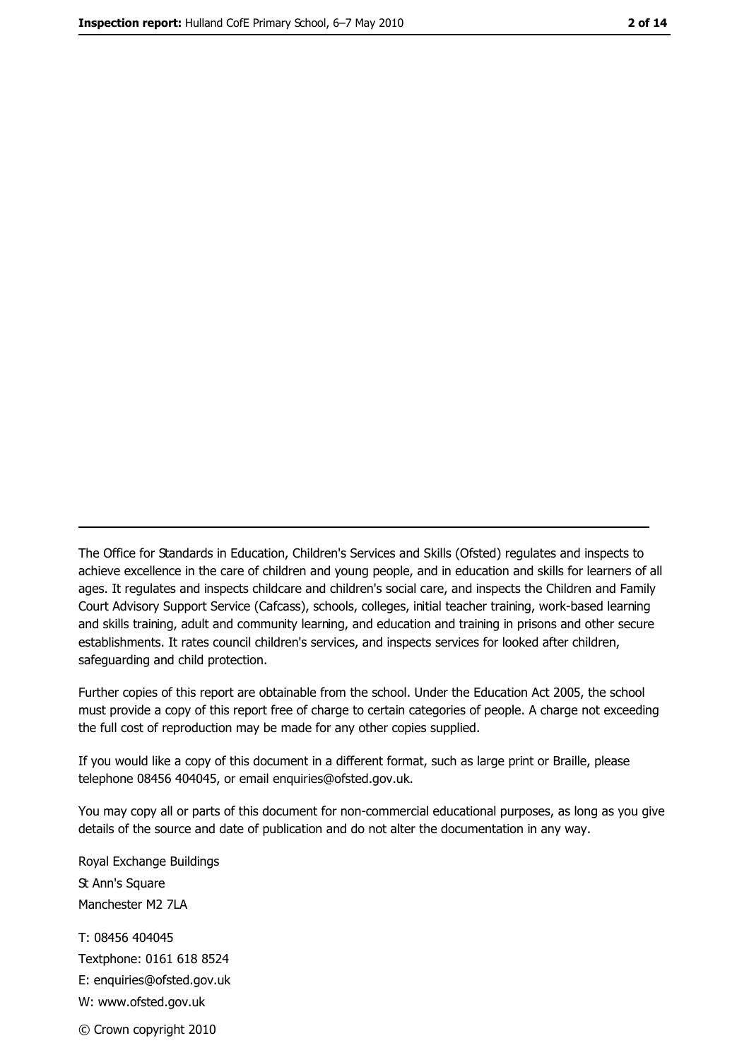---

The Office for Standards in Education, Children's Services and Skills (Ofsted) regulates and inspects to achieve excellence in the care of children and young people, and in education and skills for learners of all ages. It regulates and inspects childcare and children's social care, and inspects the Children and Family Court Advisory Support Service (Cafcass), schools, colleges, initial teacher training, work-based learning and skills training, adult and community learning, and education and training in prisons and other secure establishments. It rates council children's services, and inspects services for looked after children, safeguarding and child protection.

Further copies of this report are obtainable from the school. Under the Education Act 2005, the school must provide a copy of this report free of charge to certain categories of people. A charge not exceeding the full cost of reproduction may be made for any other copies supplied.

If you would like a copy of this document in a different format, such as large print or Braille, please telephone 08456 404045, or email enquiries@ofsted.gov.uk.

You may copy all or parts of this document for non-commercial educational purposes, as long as you give details of the source and date of publication and do not alter the documentation in any way.

Royal Exchange Buildings
St Ann's Square
Manchester M2 7LA

T: 08456 404045
Textphone: 0161 618 8524
E: enquiries@ofsted.gov.uk
W: www.ofsted.gov.uk

© Crown copyright 2010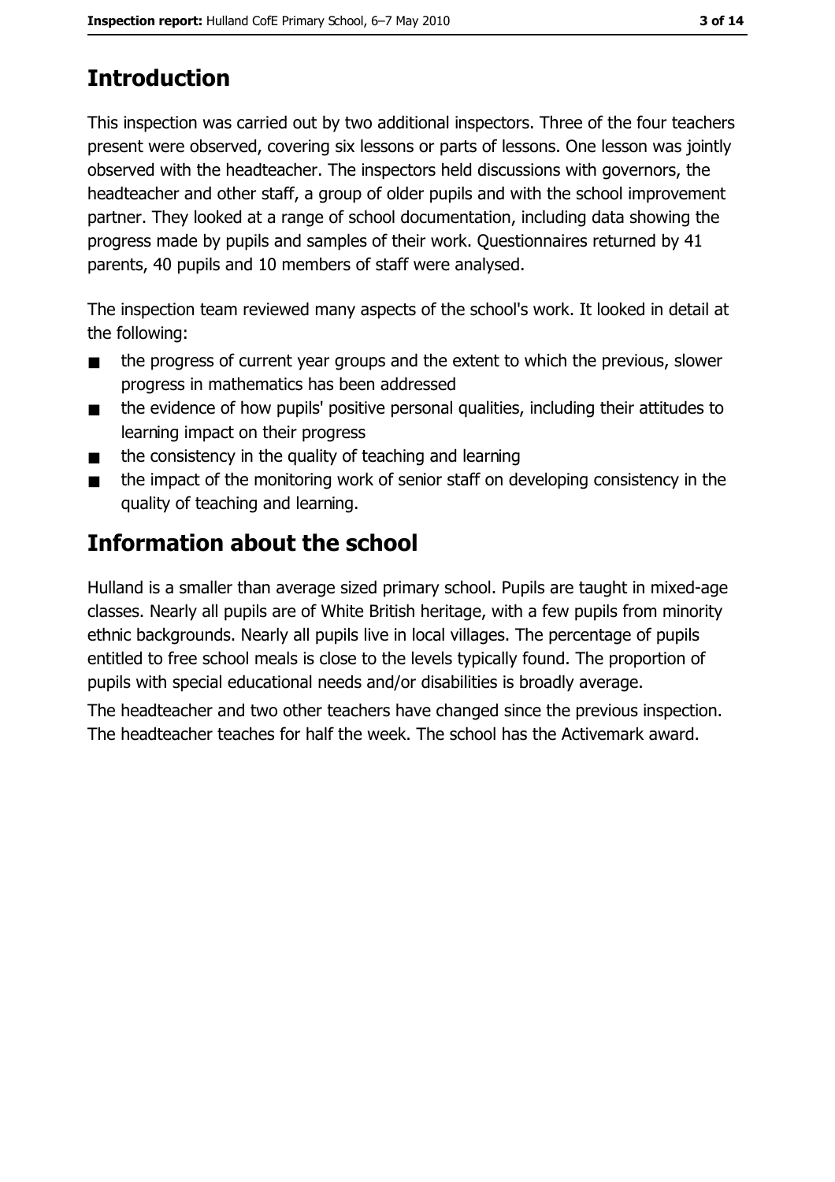## Introduction

This inspection was carried out by two additional inspectors. Three of the four teachers present were observed, covering six lessons or parts of lessons. One lesson was jointly observed with the headteacher. The inspectors held discussions with governors, the headteacher and other staff, a group of older pupils and with the school improvement partner. They looked at a range of school documentation, including data showing the progress made by pupils and samples of their work. Questionnaires returned by 41 parents, 40 pupils and 10 members of staff were analysed.

The inspection team reviewed many aspects of the school's work. It looked in detail at the following:

- the progress of current year groups and the extent to which the previous, slower progress in mathematics has been addressed
- the evidence of how pupils' positive personal qualities, including their attitudes to learning impact on their progress
- the consistency in the quality of teaching and learning
- the impact of the monitoring work of senior staff on developing consistency in the quality of teaching and learning.

## Information about the school

Hulland is a smaller than average sized primary school. Pupils are taught in mixed-age classes. Nearly all pupils are of White British heritage, with a few pupils from minority ethnic backgrounds. Nearly all pupils live in local villages. The percentage of pupils entitled to free school meals is close to the levels typically found. The proportion of pupils with special educational needs and/or disabilities is broadly average.

The headteacher and two other teachers have changed since the previous inspection. The headteacher teaches for half the week. The school has the Activemark award.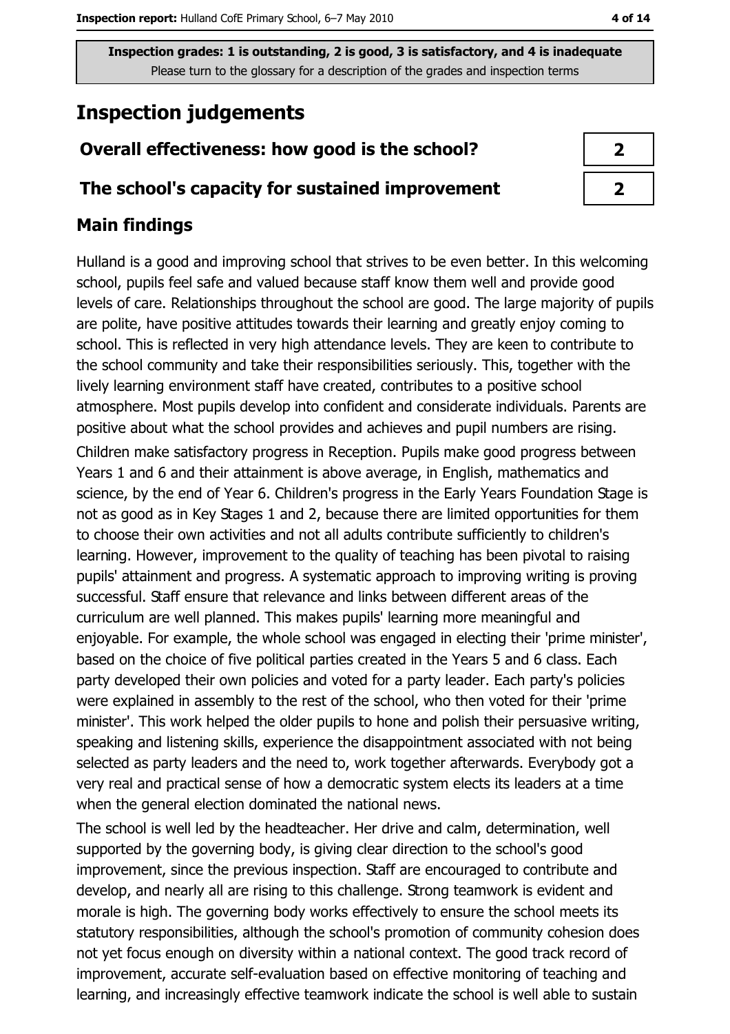**Inspection grades: 1 is outstanding, 2 is good, 3 is satisfactory, and 4 is inadequate**
Please turn to the glossary for a description of the grades and inspection terms

# Inspection judgements

| | |
|---|---|
| **Overall effectiveness: how good is the school?** | **2** |
| **The school's capacity for sustained improvement** | **2** |

## Main findings

Hulland is a good and improving school that strives to be even better. In this welcoming school, pupils feel safe and valued because staff know them well and provide good levels of care. Relationships throughout the school are good. The large majority of pupils are polite, have positive attitudes towards their learning and greatly enjoy coming to school. This is reflected in very high attendance levels. They are keen to contribute to the school community and take their responsibilities seriously. This, together with the lively learning environment staff have created, contributes to a positive school atmosphere. Most pupils develop into confident and considerate individuals. Parents are positive about what the school provides and achieves and pupil numbers are rising.

Children make satisfactory progress in Reception. Pupils make good progress between Years 1 and 6 and their attainment is above average, in English, mathematics and science, by the end of Year 6. Children's progress in the Early Years Foundation Stage is not as good as in Key Stages 1 and 2, because there are limited opportunities for them to choose their own activities and not all adults contribute sufficiently to children's learning. However, improvement to the quality of teaching has been pivotal to raising pupils' attainment and progress. A systematic approach to improving writing is proving successful. Staff ensure that relevance and links between different areas of the curriculum are well planned. This makes pupils' learning more meaningful and enjoyable. For example, the whole school was engaged in electing their 'prime minister', based on the choice of five political parties created in the Years 5 and 6 class. Each party developed their own policies and voted for a party leader. Each party's policies were explained in assembly to the rest of the school, who then voted for their 'prime minister'. This work helped the older pupils to hone and polish their persuasive writing, speaking and listening skills, experience the disappointment associated with not being selected as party leaders and the need to, work together afterwards. Everybody got a very real and practical sense of how a democratic system elects its leaders at a time when the general election dominated the national news.

The school is well led by the headteacher. Her drive and calm, determination, well supported by the governing body, is giving clear direction to the school's good improvement, since the previous inspection. Staff are encouraged to contribute and develop, and nearly all are rising to this challenge. Strong teamwork is evident and morale is high. The governing body works effectively to ensure the school meets its statutory responsibilities, although the school's promotion of community cohesion does not yet focus enough on diversity within a national context. The good track record of improvement, accurate self-evaluation based on effective monitoring of teaching and learning, and increasingly effective teamwork indicate the school is well able to sustain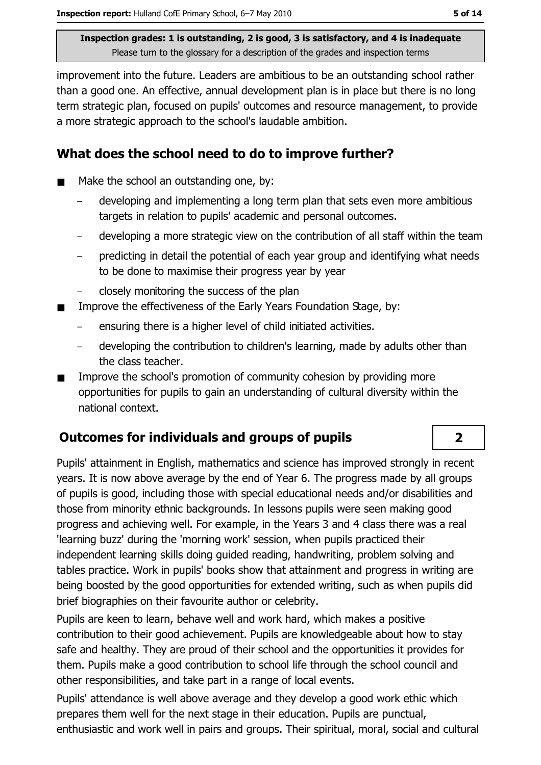improvement into the future. Leaders are ambitious to be an outstanding school rather than a good one. An effective, annual development plan is in place but there is no long term strategic plan, focused on pupils' outcomes and resource management, to provide a more strategic approach to the school's laudable ambition.

## What does the school need to do to improve further?

- Make the school an outstanding one, by:
  - developing and implementing a long term plan that sets even more ambitious targets in relation to pupils' academic and personal outcomes.
  - developing a more strategic view on the contribution of all staff within the team
  - predicting in detail the potential of each year group and identifying what needs to be done to maximise their progress year by year
  - closely monitoring the success of the plan
- Improve the effectiveness of the Early Years Foundation Stage, by:
  - ensuring there is a higher level of child initiated activities.
  - developing the contribution to children's learning, made by adults other than the class teacher.
- Improve the school's promotion of community cohesion by providing more opportunities for pupils to gain an understanding of cultural diversity within the national context.

## Outcomes for individuals and groups of pupils — 2

Pupils' attainment in English, mathematics and science has improved strongly in recent years. It is now above average by the end of Year 6. The progress made by all groups of pupils is good, including those with special educational needs and/or disabilities and those from minority ethnic backgrounds. In lessons pupils were seen making good progress and achieving well. For example, in the Years 3 and 4 class there was a real 'learning buzz' during the 'morning work' session, when pupils practiced their independent learning skills doing guided reading, handwriting, problem solving and tables practice. Work in pupils' books show that attainment and progress in writing are being boosted by the good opportunities for extended writing, such as when pupils did brief biographies on their favourite author or celebrity.

Pupils are keen to learn, behave well and work hard, which makes a positive contribution to their good achievement. Pupils are knowledgeable about how to stay safe and healthy. They are proud of their school and the opportunities it provides for them. Pupils make a good contribution to school life through the school council and other responsibilities, and take part in a range of local events.

Pupils' attendance is well above average and they develop a good work ethic which prepares them well for the next stage in their education. Pupils are punctual, enthusiastic and work well in pairs and groups. Their spiritual, moral, social and cultural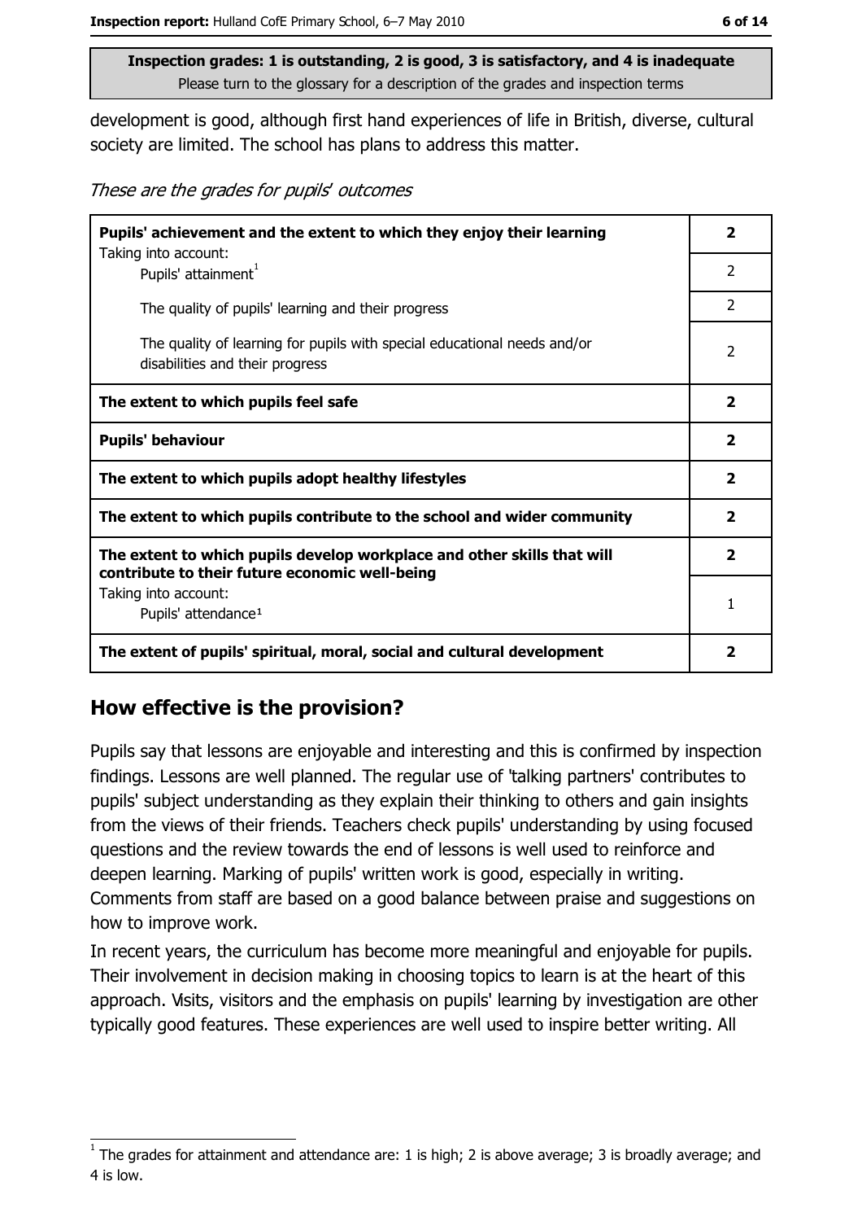**Inspection grades: 1 is outstanding, 2 is good, 3 is satisfactory, and 4 is inadequate**
Please turn to the glossary for a description of the grades and inspection terms

development is good, although first hand experiences of life in British, diverse, cultural society are limited. The school has plans to address this matter.

*These are the grades for pupils' outcomes*

| | |
|---|---|
| **Pupils' achievement and the extent to which they enjoy their learning** | **2** |
| Taking into account: Pupils' attainment[1] | 2 |
| The quality of pupils' learning and their progress | 2 |
| The quality of learning for pupils with special educational needs and/or disabilities and their progress | 2 |
| **The extent to which pupils feel safe** | **2** |
| **Pupils' behaviour** | **2** |
| **The extent to which pupils adopt healthy lifestyles** | **2** |
| **The extent to which pupils contribute to the school and wider community** | **2** |
| **The extent to which pupils develop workplace and other skills that will contribute to their future economic well-being** | **2** |
| Taking into account: Pupils' attendance[1] | 1 |
| **The extent of pupils' spiritual, moral, social and cultural development** | **2** |

## How effective is the provision?

Pupils say that lessons are enjoyable and interesting and this is confirmed by inspection findings. Lessons are well planned. The regular use of 'talking partners' contributes to pupils' subject understanding as they explain their thinking to others and gain insights from the views of their friends. Teachers check pupils' understanding by using focused questions and the review towards the end of lessons is well used to reinforce and deepen learning. Marking of pupils' written work is good, especially in writing. Comments from staff are based on a good balance between praise and suggestions on how to improve work.

In recent years, the curriculum has become more meaningful and enjoyable for pupils. Their involvement in decision making in choosing topics to learn is at the heart of this approach. Visits, visitors and the emphasis on pupils' learning by investigation are other typically good features. These experiences are well used to inspire better writing. All

[1] The grades for attainment and attendance are: 1 is high; 2 is above average; 3 is broadly average; and 4 is low.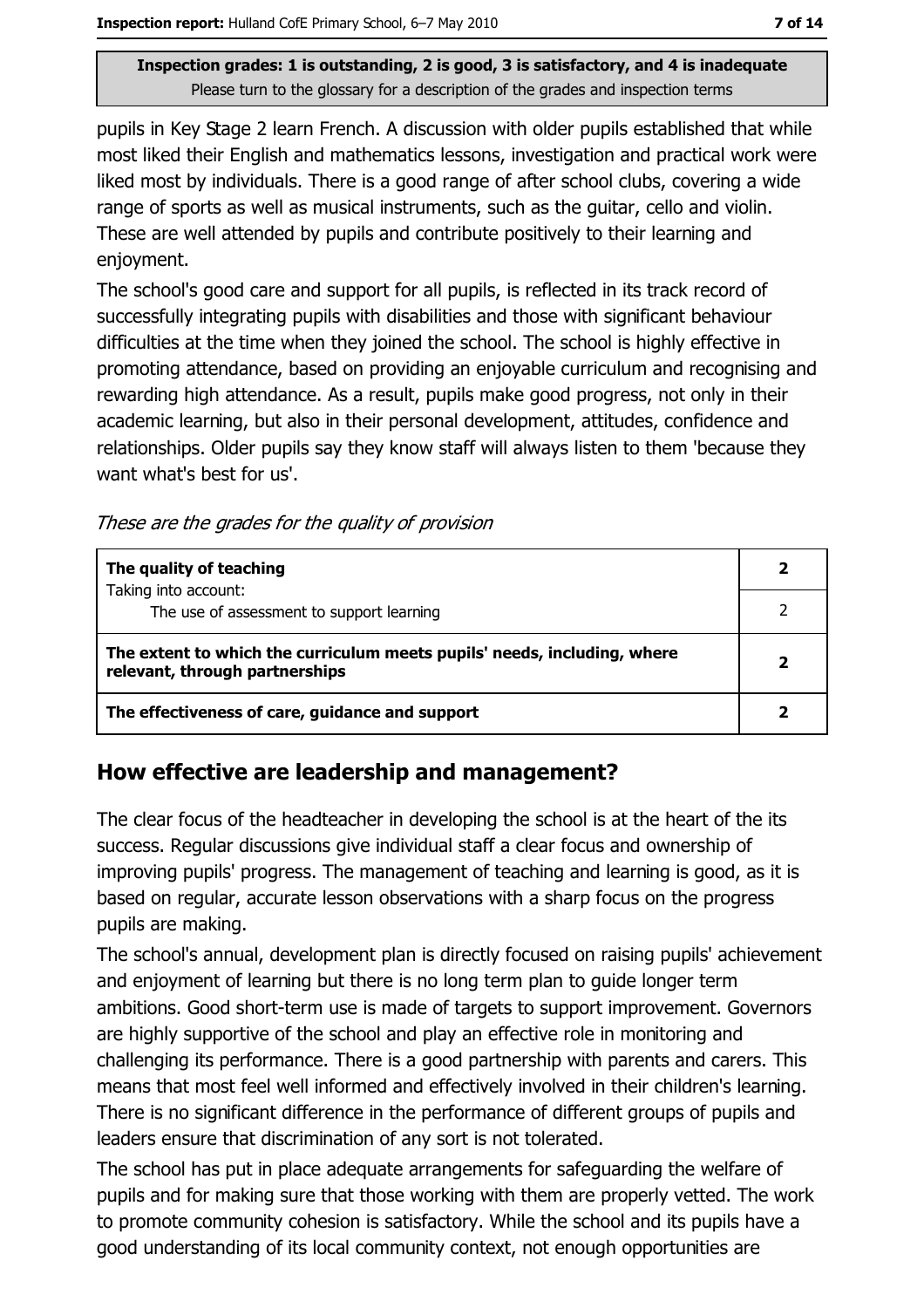pupils in Key Stage 2 learn French. A discussion with older pupils established that while most liked their English and mathematics lessons, investigation and practical work were liked most by individuals. There is a good range of after school clubs, covering a wide range of sports as well as musical instruments, such as the guitar, cello and violin. These are well attended by pupils and contribute positively to their learning and enjoyment.

The school's good care and support for all pupils, is reflected in its track record of successfully integrating pupils with disabilities and those with significant behaviour difficulties at the time when they joined the school. The school is highly effective in promoting attendance, based on providing an enjoyable curriculum and recognising and rewarding high attendance. As a result, pupils make good progress, not only in their academic learning, but also in their personal development, attitudes, confidence and relationships. Older pupils say they know staff will always listen to them 'because they want what's best for us'.

*These are the grades for the quality of provision*

| | |
|---|---|
| **The quality of teaching** | **2** |
| Taking into account: The use of assessment to support learning | 2 |
| **The extent to which the curriculum meets pupils' needs, including, where relevant, through partnerships** | **2** |
| **The effectiveness of care, guidance and support** | **2** |

## How effective are leadership and management?

The clear focus of the headteacher in developing the school is at the heart of the its success. Regular discussions give individual staff a clear focus and ownership of improving pupils' progress. The management of teaching and learning is good, as it is based on regular, accurate lesson observations with a sharp focus on the progress pupils are making.

The school's annual, development plan is directly focused on raising pupils' achievement and enjoyment of learning but there is no long term plan to guide longer term ambitions. Good short-term use is made of targets to support improvement. Governors are highly supportive of the school and play an effective role in monitoring and challenging its performance. There is a good partnership with parents and carers. This means that most feel well informed and effectively involved in their children's learning. There is no significant difference in the performance of different groups of pupils and leaders ensure that discrimination of any sort is not tolerated.

The school has put in place adequate arrangements for safeguarding the welfare of pupils and for making sure that those working with them are properly vetted. The work to promote community cohesion is satisfactory. While the school and its pupils have a good understanding of its local community context, not enough opportunities are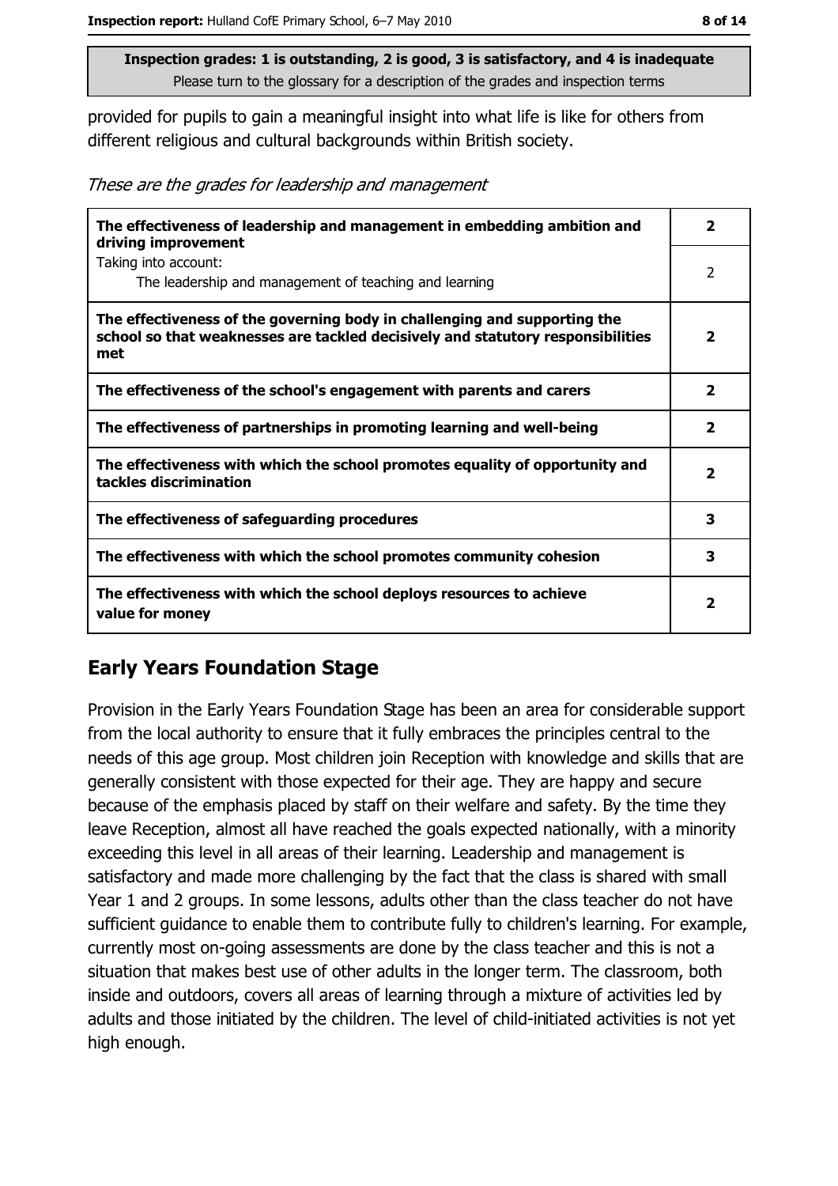**Inspection grades: 1 is outstanding, 2 is good, 3 is satisfactory, and 4 is inadequate**
Please turn to the glossary for a description of the grades and inspection terms

provided for pupils to gain a meaningful insight into what life is like for others from different religious and cultural backgrounds within British society.

*These are the grades for leadership and management*

| | |
|---|---|
| **The effectiveness of leadership and management in embedding ambition and driving improvement** | **2** |
| Taking into account: The leadership and management of teaching and learning | 2 |
| **The effectiveness of the governing body in challenging and supporting the school so that weaknesses are tackled decisively and statutory responsibilities met** | **2** |
| **The effectiveness of the school's engagement with parents and carers** | **2** |
| **The effectiveness of partnerships in promoting learning and well-being** | **2** |
| **The effectiveness with which the school promotes equality of opportunity and tackles discrimination** | **2** |
| **The effectiveness of safeguarding procedures** | **3** |
| **The effectiveness with which the school promotes community cohesion** | **3** |
| **The effectiveness with which the school deploys resources to achieve value for money** | **2** |

## Early Years Foundation Stage

Provision in the Early Years Foundation Stage has been an area for considerable support from the local authority to ensure that it fully embraces the principles central to the needs of this age group. Most children join Reception with knowledge and skills that are generally consistent with those expected for their age. They are happy and secure because of the emphasis placed by staff on their welfare and safety. By the time they leave Reception, almost all have reached the goals expected nationally, with a minority exceeding this level in all areas of their learning. Leadership and management is satisfactory and made more challenging by the fact that the class is shared with small Year 1 and 2 groups. In some lessons, adults other than the class teacher do not have sufficient guidance to enable them to contribute fully to children's learning. For example, currently most on-going assessments are done by the class teacher and this is not a situation that makes best use of other adults in the longer term. The classroom, both inside and outdoors, covers all areas of learning through a mixture of activities led by adults and those initiated by the children. The level of child-initiated activities is not yet high enough.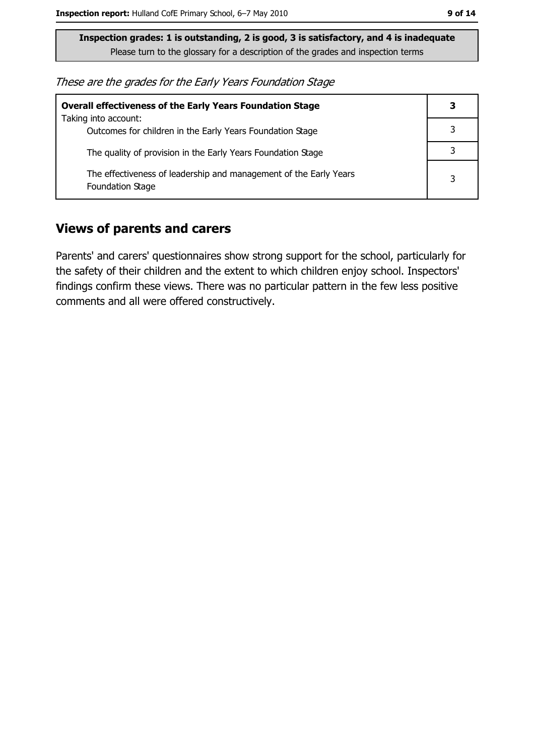**Inspection grades: 1 is outstanding, 2 is good, 3 is satisfactory, and 4 is inadequate**
Please turn to the glossary for a description of the grades and inspection terms

*These are the grades for the Early Years Foundation Stage*

| **Overall effectiveness of the Early Years Foundation Stage** | **3** |
|---|---|
| Taking into account: Outcomes for children in the Early Years Foundation Stage | 3 |
| The quality of provision in the Early Years Foundation Stage | 3 |
| The effectiveness of leadership and management of the Early Years Foundation Stage | 3 |

## Views of parents and carers

Parents' and carers' questionnaires show strong support for the school, particularly for the safety of their children and the extent to which children enjoy school. Inspectors' findings confirm these views. There was no particular pattern in the few less positive comments and all were offered constructively.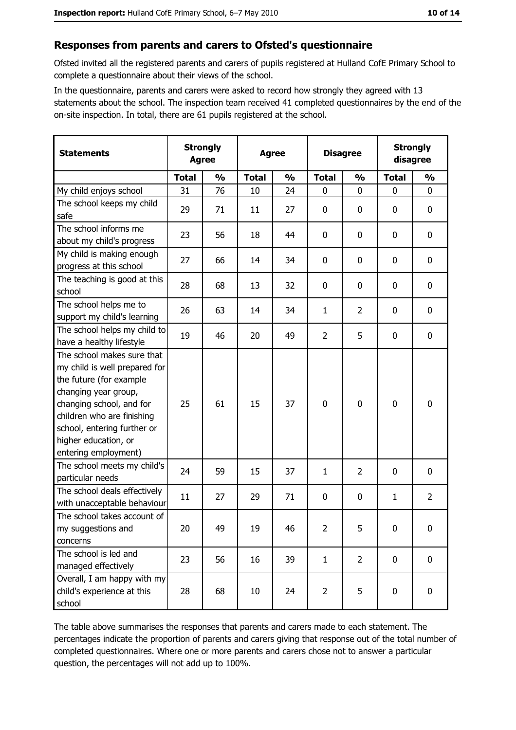## Responses from parents and carers to Ofsted's questionnaire

Ofsted invited all the registered parents and carers of pupils registered at Hulland CofE Primary School to complete a questionnaire about their views of the school.

In the questionnaire, parents and carers were asked to record how strongly they agreed with 13 statements about the school. The inspection team received 41 completed questionnaires by the end of the on-site inspection. In total, there are 61 pupils registered at the school.

| Statements | Strongly Agree | | Agree | | Disagree | | Strongly disagree | |
|---|---|---|---|---|---|---|---|---|
| | Total | % | Total | % | Total | % | Total | % |
| My child enjoys school | 31 | 76 | 10 | 24 | 0 | 0 | 0 | 0 |
| The school keeps my child safe | 29 | 71 | 11 | 27 | 0 | 0 | 0 | 0 |
| The school informs me about my child's progress | 23 | 56 | 18 | 44 | 0 | 0 | 0 | 0 |
| My child is making enough progress at this school | 27 | 66 | 14 | 34 | 0 | 0 | 0 | 0 |
| The teaching is good at this school | 28 | 68 | 13 | 32 | 0 | 0 | 0 | 0 |
| The school helps me to support my child's learning | 26 | 63 | 14 | 34 | 1 | 2 | 0 | 0 |
| The school helps my child to have a healthy lifestyle | 19 | 46 | 20 | 49 | 2 | 5 | 0 | 0 |
| The school makes sure that my child is well prepared for the future (for example changing year group, changing school, and for children who are finishing school, entering further or higher education, or entering employment) | 25 | 61 | 15 | 37 | 0 | 0 | 0 | 0 |
| The school meets my child's particular needs | 24 | 59 | 15 | 37 | 1 | 2 | 0 | 0 |
| The school deals effectively with unacceptable behaviour | 11 | 27 | 29 | 71 | 0 | 0 | 1 | 2 |
| The school takes account of my suggestions and concerns | 20 | 49 | 19 | 46 | 2 | 5 | 0 | 0 |
| The school is led and managed effectively | 23 | 56 | 16 | 39 | 1 | 2 | 0 | 0 |
| Overall, I am happy with my child's experience at this school | 28 | 68 | 10 | 24 | 2 | 5 | 0 | 0 |

The table above summarises the responses that parents and carers made to each statement. The percentages indicate the proportion of parents and carers giving that response out of the total number of completed questionnaires. Where one or more parents and carers chose not to answer a particular question, the percentages will not add up to 100%.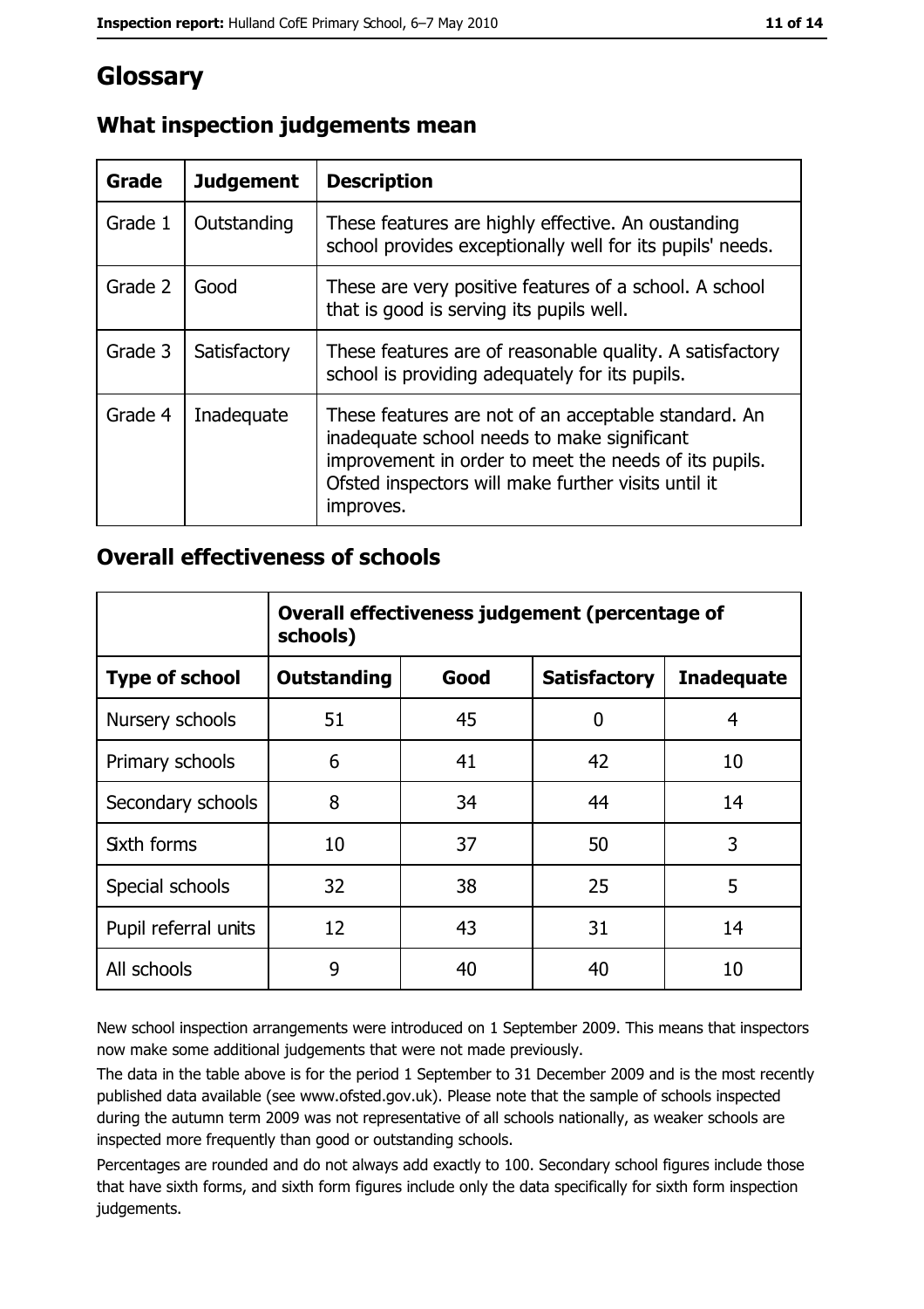# Glossary

## What inspection judgements mean

| Grade | Judgement | Description |
| --- | --- | --- |
| Grade 1 | Outstanding | These features are highly effective. An oustanding school provides exceptionally well for its pupils' needs. |
| Grade 2 | Good | These are very positive features of a school. A school that is good is serving its pupils well. |
| Grade 3 | Satisfactory | These features are of reasonable quality. A satisfactory school is providing adequately for its pupils. |
| Grade 4 | Inadequate | These features are not of an acceptable standard. An inadequate school needs to make significant improvement in order to meet the needs of its pupils. Ofsted inspectors will make further visits until it improves. |

## Overall effectiveness of schools

| | Overall effectiveness judgement (percentage of schools) | | | |
| --- | --- | --- | --- | --- |
| **Type of school** | **Outstanding** | **Good** | **Satisfactory** | **Inadequate** |
| Nursery schools | 51 | 45 | 0 | 4 |
| Primary schools | 6 | 41 | 42 | 10 |
| Secondary schools | 8 | 34 | 44 | 14 |
| Sixth forms | 10 | 37 | 50 | 3 |
| Special schools | 32 | 38 | 25 | 5 |
| Pupil referral units | 12 | 43 | 31 | 14 |
| All schools | 9 | 40 | 40 | 10 |

New school inspection arrangements were introduced on 1 September 2009. This means that inspectors now make some additional judgements that were not made previously.

The data in the table above is for the period 1 September to 31 December 2009 and is the most recently published data available (see www.ofsted.gov.uk). Please note that the sample of schools inspected during the autumn term 2009 was not representative of all schools nationally, as weaker schools are inspected more frequently than good or outstanding schools.

Percentages are rounded and do not always add exactly to 100. Secondary school figures include those that have sixth forms, and sixth form figures include only the data specifically for sixth form inspection judgements.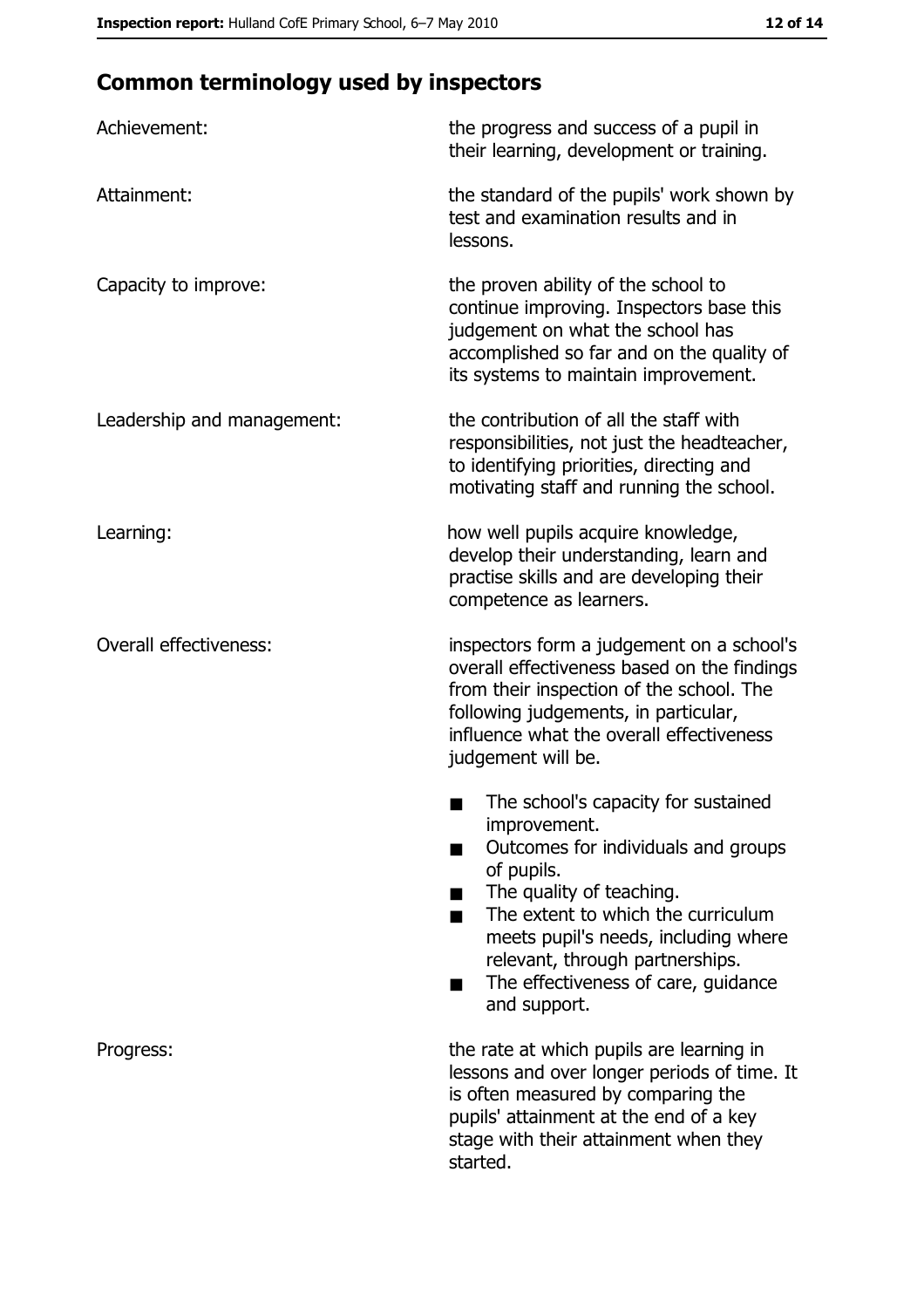## Common terminology used by inspectors

| | |
|---|---|
| Achievement: | the progress and success of a pupil in their learning, development or training. |
| Attainment: | the standard of the pupils' work shown by test and examination results and in lessons. |
| Capacity to improve: | the proven ability of the school to continue improving. Inspectors base this judgement on what the school has accomplished so far and on the quality of its systems to maintain improvement. |
| Leadership and management: | the contribution of all the staff with responsibilities, not just the headteacher, to identifying priorities, directing and motivating staff and running the school. |
| Learning: | how well pupils acquire knowledge, develop their understanding, learn and practise skills and are developing their competence as learners. |
| Overall effectiveness: | inspectors form a judgement on a school's overall effectiveness based on the findings from their inspection of the school. The following judgements, in particular, influence what the overall effectiveness judgement will be. <br> ■ The school's capacity for sustained improvement. <br> ■ Outcomes for individuals and groups of pupils. <br> ■ The quality of teaching. <br> ■ The extent to which the curriculum meets pupil's needs, including where relevant, through partnerships. <br> ■ The effectiveness of care, guidance and support. |
| Progress: | the rate at which pupils are learning in lessons and over longer periods of time. It is often measured by comparing the pupils' attainment at the end of a key stage with their attainment when they started. |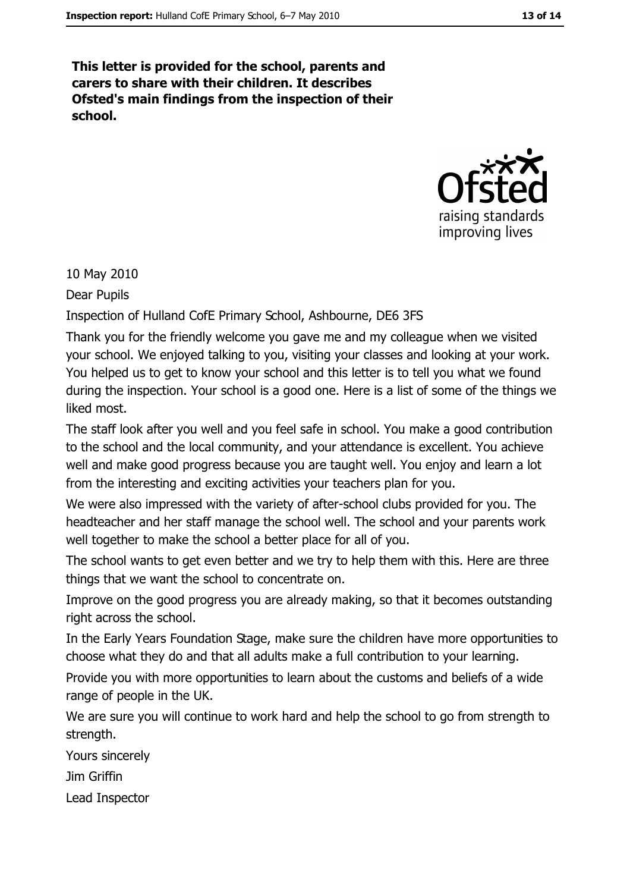**This letter is provided for the school, parents and carers to share with their children. It describes Ofsted's main findings from the inspection of their school.**

10 May 2010

Dear Pupils

Inspection of Hulland CofE Primary School, Ashbourne, DE6 3FS

Thank you for the friendly welcome you gave me and my colleague when we visited your school. We enjoyed talking to you, visiting your classes and looking at your work. You helped us to get to know your school and this letter is to tell you what we found during the inspection. Your school is a good one. Here is a list of some of the things we liked most.

The staff look after you well and you feel safe in school. You make a good contribution to the school and the local community, and your attendance is excellent. You achieve well and make good progress because you are taught well. You enjoy and learn a lot from the interesting and exciting activities your teachers plan for you.

We were also impressed with the variety of after-school clubs provided for you. The headteacher and her staff manage the school well. The school and your parents work well together to make the school a better place for all of you.

The school wants to get even better and we try to help them with this. Here are three things that we want the school to concentrate on.

Improve on the good progress you are already making, so that it becomes outstanding right across the school.

In the Early Years Foundation Stage, make sure the children have more opportunities to choose what they do and that all adults make a full contribution to your learning.

Provide you with more opportunities to learn about the customs and beliefs of a wide range of people in the UK.

We are sure you will continue to work hard and help the school to go from strength to strength.

Yours sincerely

Jim Griffin

Lead Inspector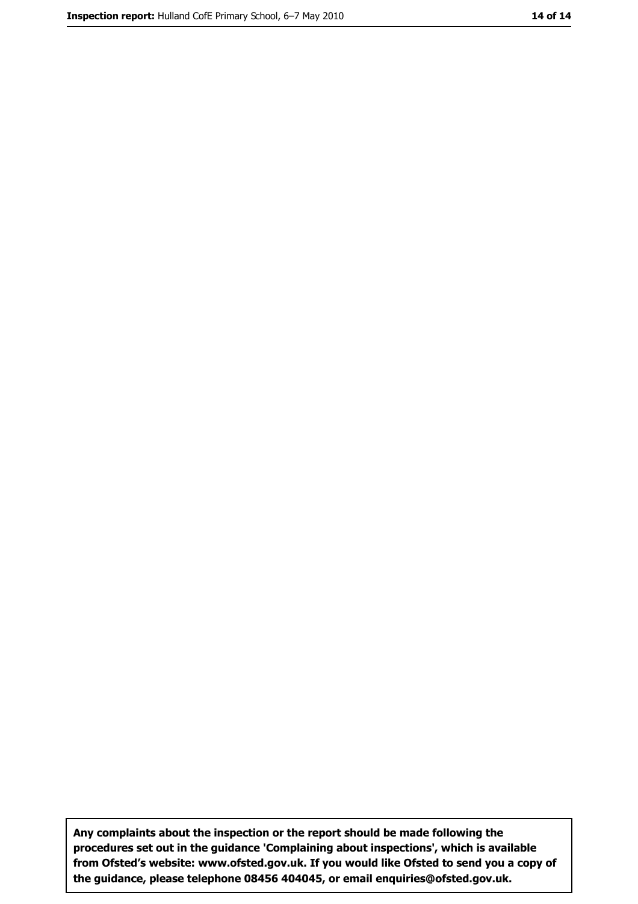**Any complaints about the inspection or the report should be made following the procedures set out in the guidance 'Complaining about inspections', which is available from Ofsted's website: www.ofsted.gov.uk. If you would like Ofsted to send you a copy of the guidance, please telephone 08456 404045, or email enquiries@ofsted.gov.uk.**